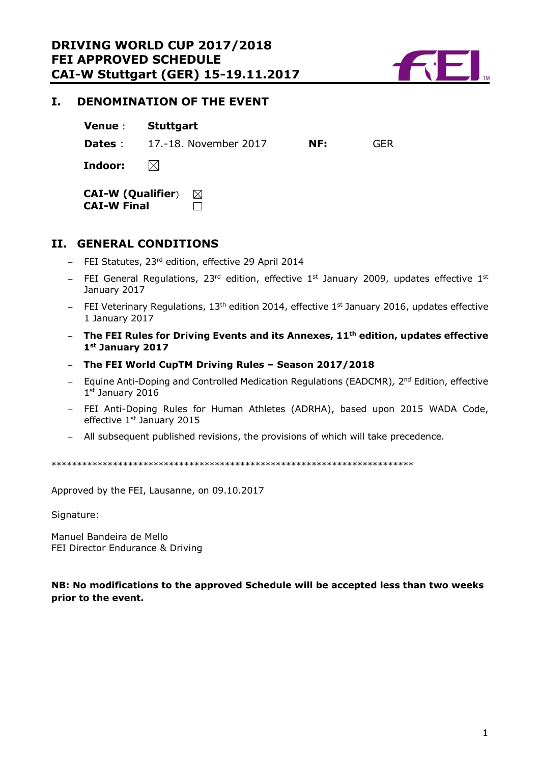# DRIVING WORLD CUP 2017/2018
# FEI APPROVED SCHEDULE
# CAI-W Stuttgart (GER) 15-19.11.2017

## I. DENOMINATION OF THE EVENT

**Venue** : **Stuttgart**

**Dates** : 17.-18. November 2017 **NF:** GER

**Indoor:** ☒

**CAI-W (Qualifier)** ☒
**CAI-W Final** ☐

## II. GENERAL CONDITIONS

- FEI Statutes, 23rd edition, effective 29 April 2014
- FEI General Regulations, 23rd edition, effective 1st January 2009, updates effective 1st January 2017
- FEI Veterinary Regulations, 13th edition 2014, effective 1st January 2016, updates effective 1 January 2017
- **The FEI Rules for Driving Events and its Annexes, 11th edition, updates effective 1st January 2017**
- **The FEI World CupTM Driving Rules – Season 2017/2018**
- Equine Anti-Doping and Controlled Medication Regulations (EADCMR), 2nd Edition, effective 1st January 2016
- FEI Anti-Doping Rules for Human Athletes (ADRHA), based upon 2015 WADA Code, effective 1st January 2015
- All subsequent published revisions, the provisions of which will take precedence.

**************************************************************************

Approved by the FEI, Lausanne, on 09.10.2017

Signature:

Manuel Bandeira de Mello
FEI Director Endurance & Driving

**NB: No modifications to the approved Schedule will be accepted less than two weeks prior to the event.**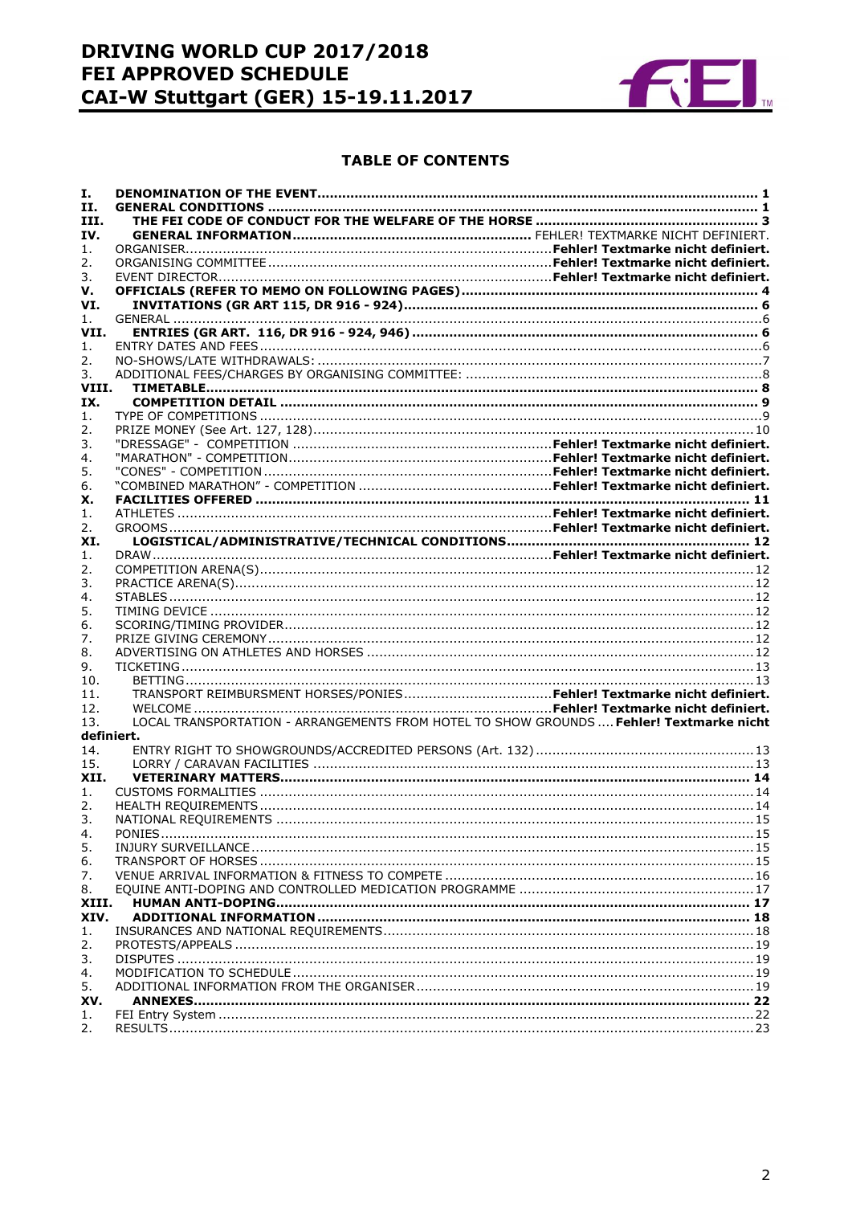## TABLE OF CONTENTS

| | | |
|---|---|---|
| **I.** | **DENOMINATION OF THE EVENT** | **1** |
| **II.** | **GENERAL CONDITIONS** | **1** |
| **III.** | **THE FEI CODE OF CONDUCT FOR THE WELFARE OF THE HORSE** | **3** |
| **IV.** | **GENERAL INFORMATION** | FEHLER! TEXTMARKE NICHT DEFINIERT. |
| 1. | ORGANISER | **Fehler! Textmarke nicht definiert.** |
| 2. | ORGANISING COMMITTEE | **Fehler! Textmarke nicht definiert.** |
| 3. | EVENT DIRECTOR | **Fehler! Textmarke nicht definiert.** |
| **V.** | **OFFICIALS (REFER TO MEMO ON FOLLOWING PAGES)** | **4** |
| **VI.** | **INVITATIONS (GR ART 115, DR 916 - 924)** | **6** |
| 1. | GENERAL | 6 |
| **VII.** | **ENTRIES (GR ART. 116, DR 916 - 924, 946)** | **6** |
| 1. | ENTRY DATES AND FEES | 6 |
| 2. | NO-SHOWS/LATE WITHDRAWALS: | 7 |
| 3. | ADDITIONAL FEES/CHARGES BY ORGANISING COMMITTEE: | 8 |
| **VIII.** | **TIMETABLE** | **8** |
| **IX.** | **COMPETITION DETAIL** | **9** |
| 1. | TYPE OF COMPETITIONS | 9 |
| 2. | PRIZE MONEY (See Art. 127, 128) | 10 |
| 3. | "DRESSAGE" - COMPETITION | **Fehler! Textmarke nicht definiert.** |
| 4. | "MARATHON" - COMPETITION | **Fehler! Textmarke nicht definiert.** |
| 5. | "CONES" - COMPETITION | **Fehler! Textmarke nicht definiert.** |
| 6. | "COMBINED MARATHON" - COMPETITION | **Fehler! Textmarke nicht definiert.** |
| **X.** | **FACILITIES OFFERED** | **11** |
| 1. | ATHLETES | **Fehler! Textmarke nicht definiert.** |
| 2. | GROOMS | **Fehler! Textmarke nicht definiert.** |
| **XI.** | **LOGISTICAL/ADMINISTRATIVE/TECHNICAL CONDITIONS** | **12** |
| 1. | DRAW | **Fehler! Textmarke nicht definiert.** |
| 2. | COMPETITION ARENA(S) | 12 |
| 3. | PRACTICE ARENA(S) | 12 |
| 4. | STABLES | 12 |
| 5. | TIMING DEVICE | 12 |
| 6. | SCORING/TIMING PROVIDER | 12 |
| 7. | PRIZE GIVING CEREMONY | 12 |
| 8. | ADVERTISING ON ATHLETES AND HORSES | 12 |
| 9. | TICKETING | 13 |
| 10. | BETTING | 13 |
| 11. | TRANSPORT REIMBURSMENT HORSES/PONIES | **Fehler! Textmarke nicht definiert.** |
| 12. | WELCOME | **Fehler! Textmarke nicht definiert.** |
| 13. | LOCAL TRANSPORTATION - ARRANGEMENTS FROM HOTEL TO SHOW GROUNDS | **Fehler! Textmarke nicht definiert.** |
| 14. | ENTRY RIGHT TO SHOWGROUNDS/ACCREDITED PERSONS (Art. 132) | 13 |
| 15. | LORRY / CARAVAN FACILITIES | 13 |
| **XII.** | **VETERINARY MATTERS** | **14** |
| 1. | CUSTOMS FORMALITIES | 14 |
| 2. | HEALTH REQUIREMENTS | 14 |
| 3. | NATIONAL REQUIREMENTS | 15 |
| 4. | PONIES | 15 |
| 5. | INJURY SURVEILLANCE | 15 |
| 6. | TRANSPORT OF HORSES | 15 |
| 7. | VENUE ARRIVAL INFORMATION & FITNESS TO COMPETE | 16 |
| 8. | EQUINE ANTI-DOPING AND CONTROLLED MEDICATION PROGRAMME | 17 |
| **XIII.** | **HUMAN ANTI-DOPING** | **17** |
| **XIV.** | **ADDITIONAL INFORMATION** | **18** |
| 1. | INSURANCES AND NATIONAL REQUIREMENTS | 18 |
| 2. | PROTESTS/APPEALS | 19 |
| 3. | DISPUTES | 19 |
| 4. | MODIFICATION TO SCHEDULE | 19 |
| 5. | ADDITIONAL INFORMATION FROM THE ORGANISER | 19 |
| **XV.** | **ANNEXES** | **22** |
| 1. | FEI Entry System | 22 |
| 2. | RESULTS | 23 |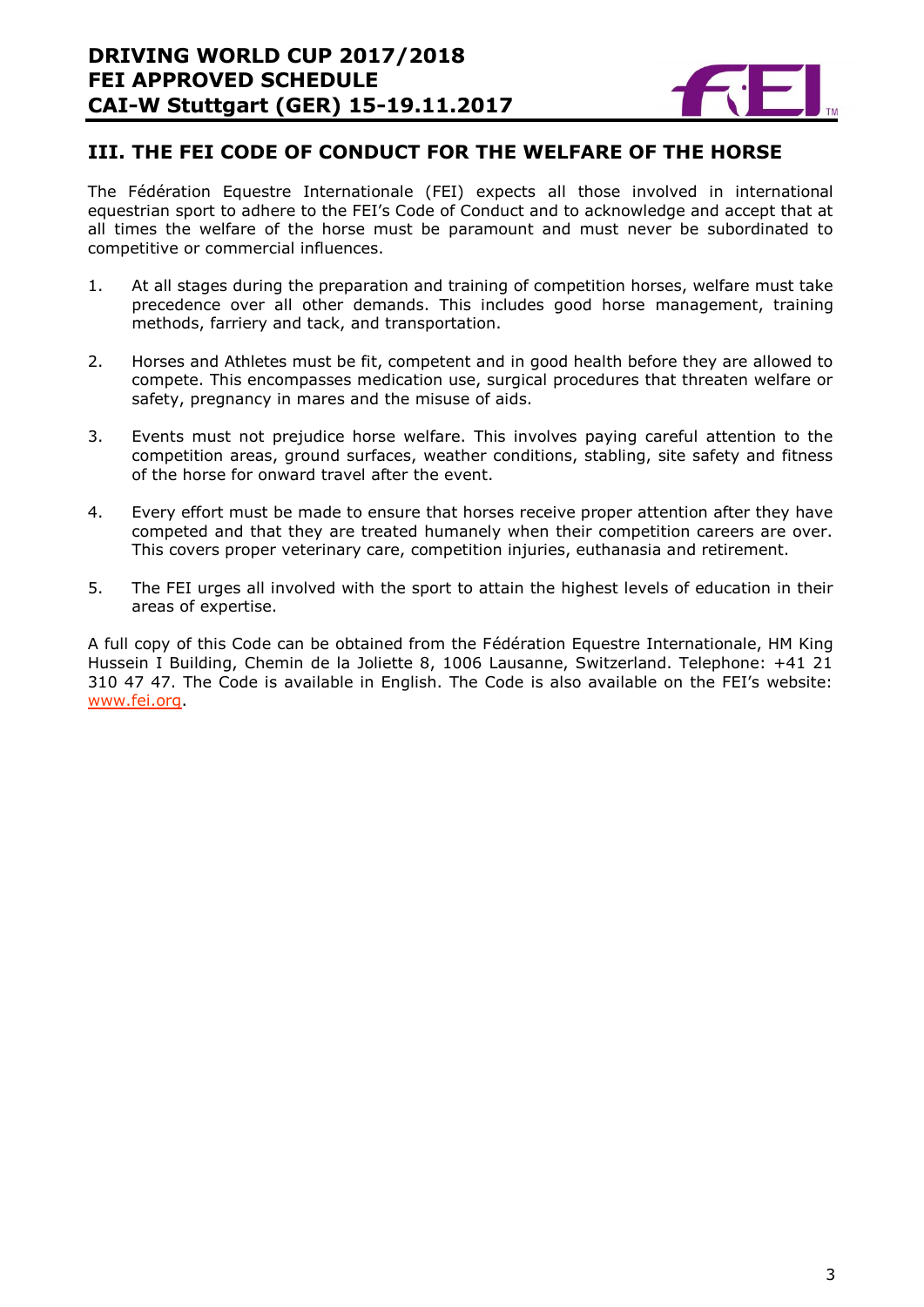## III. THE FEI CODE OF CONDUCT FOR THE WELFARE OF THE HORSE

The Fédération Equestre Internationale (FEI) expects all those involved in international equestrian sport to adhere to the FEI's Code of Conduct and to acknowledge and accept that at all times the welfare of the horse must be paramount and must never be subordinated to competitive or commercial influences.

1. At all stages during the preparation and training of competition horses, welfare must take precedence over all other demands. This includes good horse management, training methods, farriery and tack, and transportation.

2. Horses and Athletes must be fit, competent and in good health before they are allowed to compete. This encompasses medication use, surgical procedures that threaten welfare or safety, pregnancy in mares and the misuse of aids.

3. Events must not prejudice horse welfare. This involves paying careful attention to the competition areas, ground surfaces, weather conditions, stabling, site safety and fitness of the horse for onward travel after the event.

4. Every effort must be made to ensure that horses receive proper attention after they have competed and that they are treated humanely when their competition careers are over. This covers proper veterinary care, competition injuries, euthanasia and retirement.

5. The FEI urges all involved with the sport to attain the highest levels of education in their areas of expertise.

A full copy of this Code can be obtained from the Fédération Equestre Internationale, HM King Hussein I Building, Chemin de la Joliette 8, 1006 Lausanne, Switzerland. Telephone: +41 21 310 47 47. The Code is available in English. The Code is also available on the FEI's website: www.fei.org.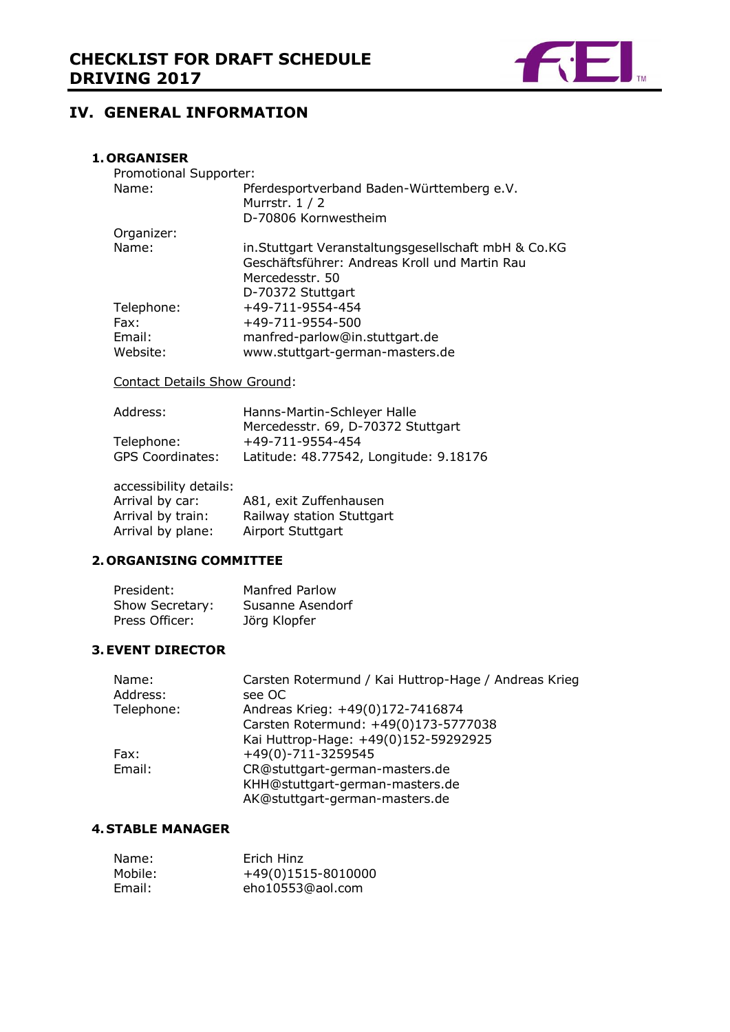## IV. GENERAL INFORMATION

### 1. ORGANISER

Promotional Supporter:

| | |
|---|---|
| Name: | Pferdesportverband Baden-Württemberg e.V.<br>Murrstr. 1 / 2<br>D-70806 Kornwestheim |

Organizer:

| | |
|---|---|
| Name: | in.Stuttgart Veranstaltungsgesellschaft mbH & Co.KG<br>Geschäftsführer: Andreas Kroll und Martin Rau<br>Mercedesstr. 50<br>D-70372 Stuttgart |
| Telephone: | +49-711-9554-454 |
| Fax: | +49-711-9554-500 |
| Email: | manfred-parlow@in.stuttgart.de |
| Website: | www.stuttgart-german-masters.de |

<u>Contact Details Show Ground</u>:

| | |
|---|---|
| Address: | Hanns-Martin-Schleyer Halle<br>Mercedesstr. 69, D-70372 Stuttgart |
| Telephone: | +49-711-9554-454 |
| GPS Coordinates: | Latitude: 48.77542, Longitude: 9.18176 |

accessibility details:

| | |
|---|---|
| Arrival by car: | A81, exit Zuffenhausen |
| Arrival by train: | Railway station Stuttgart |
| Arrival by plane: | Airport Stuttgart |

### 2. ORGANISING COMMITTEE

| | |
|---|---|
| President: | Manfred Parlow |
| Show Secretary: | Susanne Asendorf |
| Press Officer: | Jörg Klopfer |

### 3. EVENT DIRECTOR

| | |
|---|---|
| Name: | Carsten Rotermund / Kai Huttrop-Hage / Andreas Krieg |
| Address: | see OC |
| Telephone: | Andreas Krieg: +49(0)172-7416874<br>Carsten Rotermund: +49(0)173-5777038<br>Kai Huttrop-Hage: +49(0)152-59292925 |
| Fax: | +49(0)-711-3259545 |
| Email: | CR@stuttgart-german-masters.de<br>KHH@stuttgart-german-masters.de<br>AK@stuttgart-german-masters.de |

### 4. STABLE MANAGER

| | |
|---|---|
| Name: | Erich Hinz |
| Mobile: | +49(0)1515-8010000 |
| Email: | eho10553@aol.com |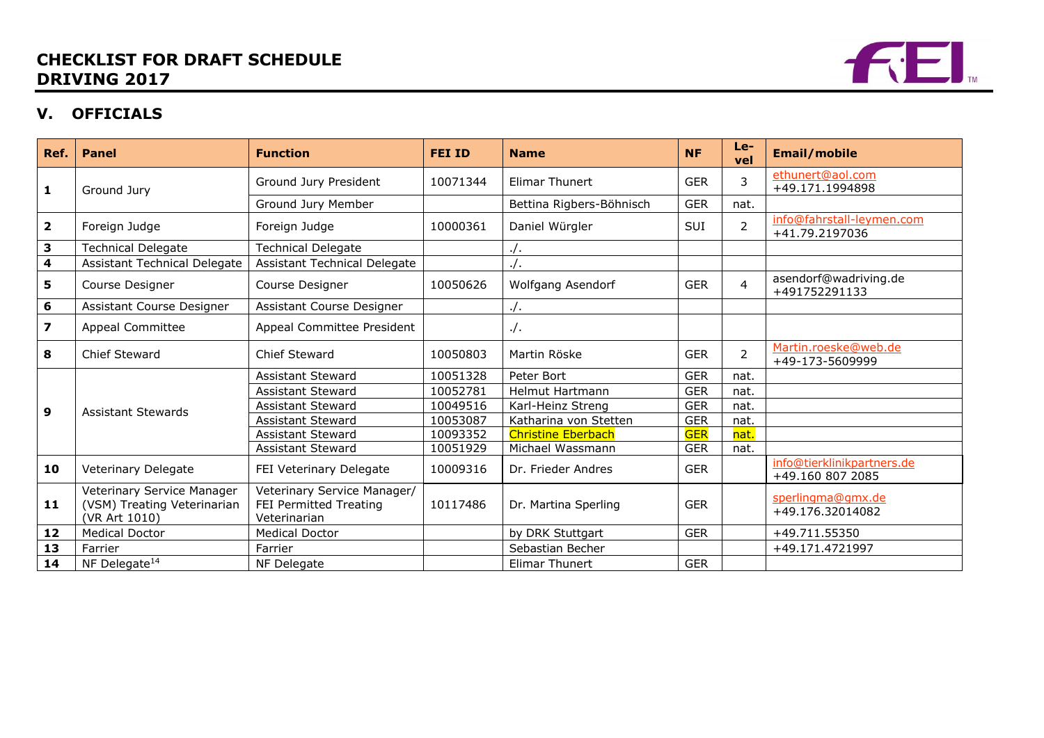# CHECKLIST FOR DRAFT SCHEDULE DRIVING 2017

## V. OFFICIALS

| Ref. | Panel | Function | FEI ID | Name | NF | Level | Email/mobile |
|---|---|---|---|---|---|---|---|
| **1** | Ground Jury | Ground Jury President | 10071344 | Elimar Thunert | GER | 3 | ethunert@aol.com +49.171.1994898 |
| | | Ground Jury Member | | Bettina Rigbers-Böhnisch | GER | nat. | |
| **2** | Foreign Judge | Foreign Judge | 10000361 | Daniel Würgler | SUI | 2 | info@fahrstall-leymen.com +41.79.2197036 |
| **3** | Technical Delegate | Technical Delegate | | ./. | | | |
| **4** | Assistant Technical Delegate | Assistant Technical Delegate | | ./. | | | |
| **5** | Course Designer | Course Designer | 10050626 | Wolfgang Asendorf | GER | 4 | asendorf@wadriving.de +491752291133 |
| **6** | Assistant Course Designer | Assistant Course Designer | | ./. | | | |
| **7** | Appeal Committee | Appeal Committee President | | ./. | | | |
| **8** | Chief Steward | Chief Steward | 10050803 | Martin Röske | GER | 2 | Martin.roeske@web.de +49-173-5609999 |
| **9** | Assistant Stewards | Assistant Steward | 10051328 | Peter Bort | GER | nat. | |
| | | Assistant Steward | 10052781 | Helmut Hartmann | GER | nat. | |
| | | Assistant Steward | 10049516 | Karl-Heinz Streng | GER | nat. | |
| | | Assistant Steward | 10053087 | Katharina von Stetten | GER | nat. | |
| | | Assistant Steward | 10093352 | Christine Eberbach | GER | nat. | |
| | | Assistant Steward | 10051929 | Michael Wassmann | GER | nat. | |
| **10** | Veterinary Delegate | FEI Veterinary Delegate | 10009316 | Dr. Frieder Andres | GER | | info@tierklinikpartners.de +49.160 807 2085 |
| **11** | Veterinary Service Manager (VSM) Treating Veterinarian (VR Art 1010) | Veterinary Service Manager/ FEI Permitted Treating Veterinarian | 10117486 | Dr. Martina Sperling | GER | | sperlingma@gmx.de +49.176.32014082 |
| **12** | Medical Doctor | Medical Doctor | | by DRK Stuttgart | GER | | +49.711.55350 |
| **13** | Farrier | Farrier | | Sebastian Becher | | | +49.171.4721997 |
| **14** | NF Delegate[14] | NF Delegate | | Elimar Thunert | GER | | |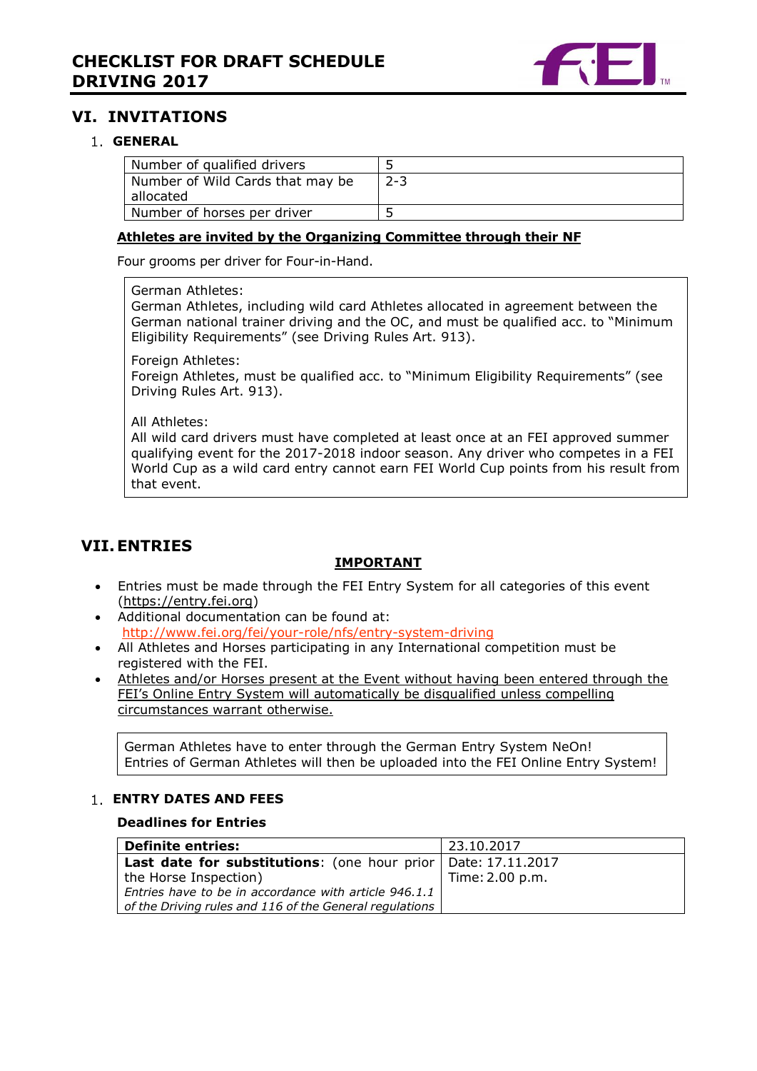## VI. INVITATIONS

### 1. GENERAL

| | |
|---|---|
| Number of qualified drivers | 5 |
| Number of Wild Cards that may be allocated | 2-3 |
| Number of horses per driver | 5 |

**Athletes are invited by the Organizing Committee through their NF**

Four grooms per driver for Four-in-Hand.

German Athletes:
German Athletes, including wild card Athletes allocated in agreement between the German national trainer driving and the OC, and must be qualified acc. to "Minimum Eligibility Requirements" (see Driving Rules Art. 913).

Foreign Athletes:
Foreign Athletes, must be qualified acc. to "Minimum Eligibility Requirements" (see Driving Rules Art. 913).

All Athletes:
All wild card drivers must have completed at least once at an FEI approved summer qualifying event for the 2017-2018 indoor season. Any driver who competes in a FEI World Cup as a wild card entry cannot earn FEI World Cup points from his result from that event.

## VII. ENTRIES

**IMPORTANT**

- Entries must be made through the FEI Entry System for all categories of this event (https://entry.fei.org)
- Additional documentation can be found at: http://www.fei.org/fei/your-role/nfs/entry-system-driving
- All Athletes and Horses participating in any International competition must be registered with the FEI.
- Athletes and/or Horses present at the Event without having been entered through the FEI's Online Entry System will automatically be disqualified unless compelling circumstances warrant otherwise.

German Athletes have to enter through the German Entry System NeOn!
Entries of German Athletes will then be uploaded into the FEI Online Entry System!

### 1. ENTRY DATES AND FEES

**Deadlines for Entries**

| | |
|---|---|
| **Definite entries:** | 23.10.2017 |
| **Last date for substitutions**: (one hour prior the Horse Inspection) *Entries have to be in accordance with article 946.1.1 of the Driving rules and 116 of the General regulations* | Date: 17.11.2017 Time: 2.00 p.m. |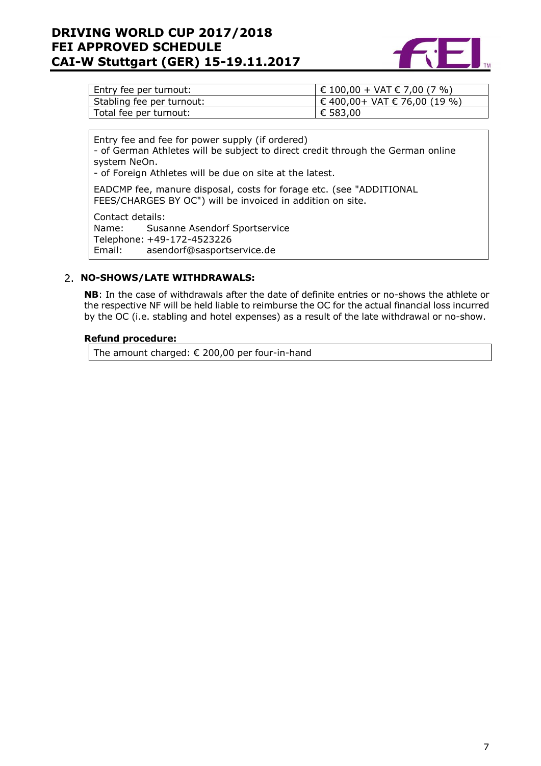| Entry fee per turnout: | € 100,00 + VAT € 7,00 (7 %) |
|---|---|
| Stabling fee per turnout: | € 400,00+ VAT € 76,00 (19 %) |
| Total fee per turnout: | € 583,00 |

Entry fee and fee for power supply (if ordered)
- of German Athletes will be subject to direct credit through the German online system NeOn.
- of Foreign Athletes will be due on site at the latest.

EADCMP fee, manure disposal, costs for forage etc. (see "ADDITIONAL FEES/CHARGES BY OC") will be invoiced in addition on site.

Contact details:
Name: Susanne Asendorf Sportservice
Telephone: +49-172-4523226
Email: asendorf@sasportservice.de

## 2. NO-SHOWS/LATE WITHDRAWALS:

**NB**: In the case of withdrawals after the date of definite entries or no-shows the athlete or the respective NF will be held liable to reimburse the OC for the actual financial loss incurred by the OC (i.e. stabling and hotel expenses) as a result of the late withdrawal or no-show.

**Refund procedure:**

The amount charged: € 200,00 per four-in-hand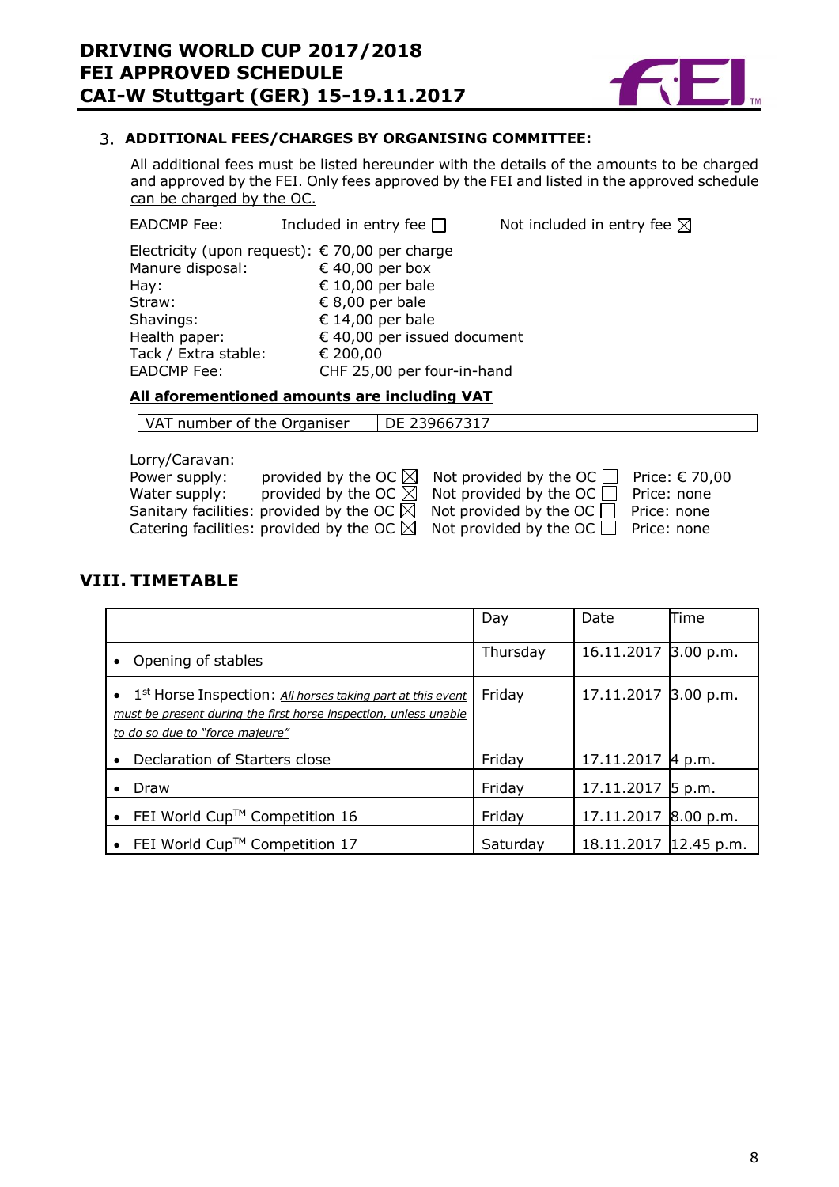### 3. ADDITIONAL FEES/CHARGES BY ORGANISING COMMITTEE:

All additional fees must be listed hereunder with the details of the amounts to be charged and approved by the FEI. Only fees approved by the FEI and listed in the approved schedule can be charged by the OC.

EADCMP Fee: Included in entry fee ☐ Not included in entry fee ☒

Electricity (upon request): € 70,00 per charge
Manure disposal: € 40,00 per box
Hay: € 10,00 per bale
Straw: € 8,00 per bale
Shavings: € 14,00 per bale
Health paper: € 40,00 per issued document
Tack / Extra stable: € 200,00
EADCMP Fee: CHF 25,00 per four-in-hand

**All aforementioned amounts are including VAT**

| VAT number of the Organiser | DE 239667317 |
|---|---|

Lorry/Caravan:

| | | | |
|---|---|---|---|
| Power supply: | provided by the OC ☒ | Not provided by the OC ☐ | Price: € 70,00 |
| Water supply: | provided by the OC ☒ | Not provided by the OC ☐ | Price: none |
| Sanitary facilities: | provided by the OC ☒ | Not provided by the OC ☐ | Price: none |
| Catering facilities: | provided by the OC ☒ | Not provided by the OC ☐ | Price: none |

## VIII. TIMETABLE

| | Day | Date | Time |
|---|---|---|---|
| • Opening of stables | Thursday | 16.11.2017 | 3.00 p.m. |
| • 1st Horse Inspection: *All horses taking part at this event must be present during the first horse inspection, unless unable to do so due to "force majeure"* | Friday | 17.11.2017 | 3.00 p.m. |
| • Declaration of Starters close | Friday | 17.11.2017 | 4 p.m. |
| • Draw | Friday | 17.11.2017 | 5 p.m. |
| • FEI World Cup™ Competition 16 | Friday | 17.11.2017 | 8.00 p.m. |
| • FEI World Cup™ Competition 17 | Saturday | 18.11.2017 | 12.45 p.m. |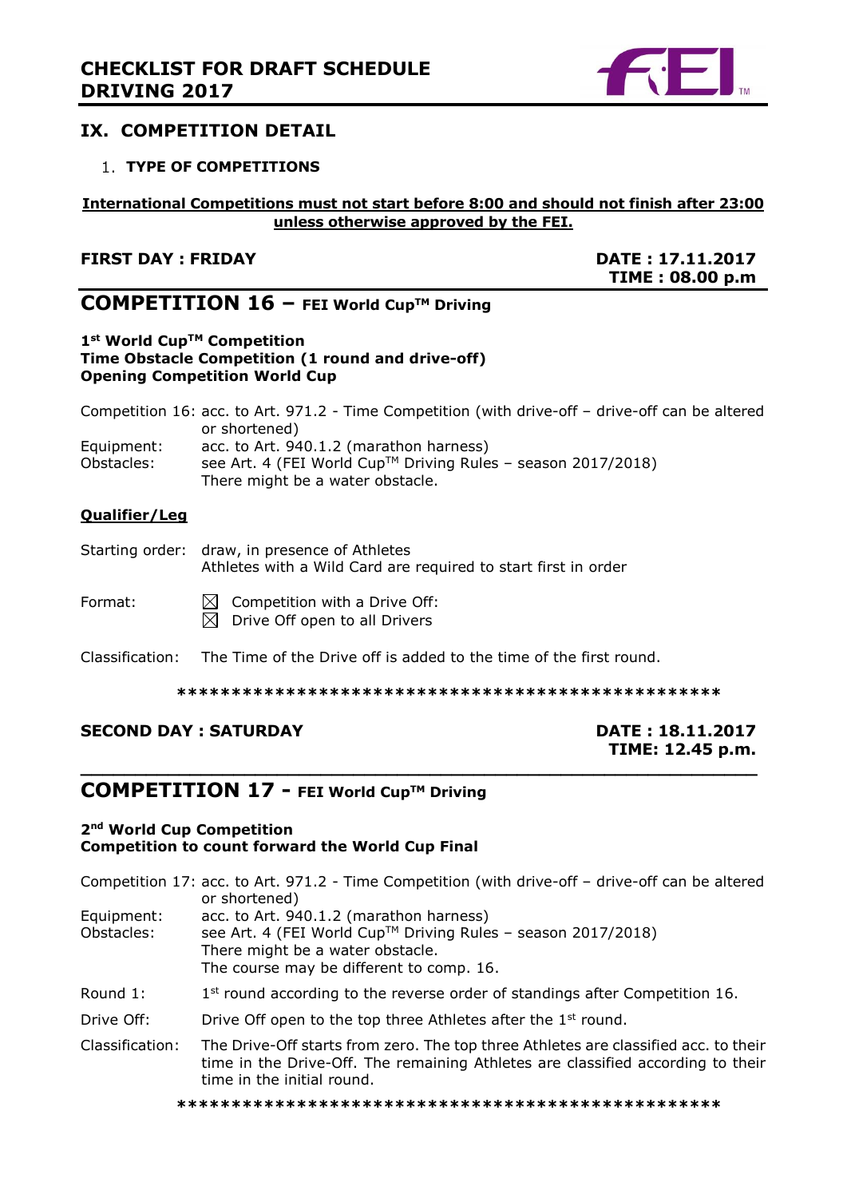## IX. COMPETITION DETAIL

### 1. TYPE OF COMPETITIONS

**International Competitions must not start before 8:00 and should not finish after 23:00 unless otherwise approved by the FEI.**

**FIRST DAY : FRIDAY** — **DATE : 17.11.2017** — **TIME : 08.00 p.m**

## COMPETITION 16 – FEI World Cup™ Driving

**1st World Cup™ Competition**
**Time Obstacle Competition (1 round and drive-off)**
**Opening Competition World Cup**

Competition 16: acc. to Art. 971.2 - Time Competition (with drive-off – drive-off can be altered or shortened)

Equipment: acc. to Art. 940.1.2 (marathon harness)

Obstacles: see Art. 4 (FEI World Cup™ Driving Rules – season 2017/2018)
There might be a water obstacle.

**Qualifier/Leg**

Starting order: draw, in presence of Athletes
Athletes with a Wild Card are required to start first in order

Format:
- ☒ Competition with a Drive Off:
- ☒ Drive Off open to all Drivers

Classification: The Time of the Drive off is added to the time of the first round.

**************************************************

**SECOND DAY : SATURDAY** — **DATE : 18.11.2017** — **TIME: 12.45 p.m.**

## COMPETITION 17 - FEI World Cup™ Driving

**2nd World Cup Competition**
**Competition to count forward the World Cup Final**

Competition 17: acc. to Art. 971.2 - Time Competition (with drive-off – drive-off can be altered or shortened)

Equipment: acc. to Art. 940.1.2 (marathon harness)

Obstacles: see Art. 4 (FEI World Cup™ Driving Rules – season 2017/2018)
There might be a water obstacle.
The course may be different to comp. 16.

Round 1: 1st round according to the reverse order of standings after Competition 16.

Drive Off: Drive Off open to the top three Athletes after the 1st round.

Classification: The Drive-Off starts from zero. The top three Athletes are classified acc. to their time in the Drive-Off. The remaining Athletes are classified according to their time in the initial round.

**************************************************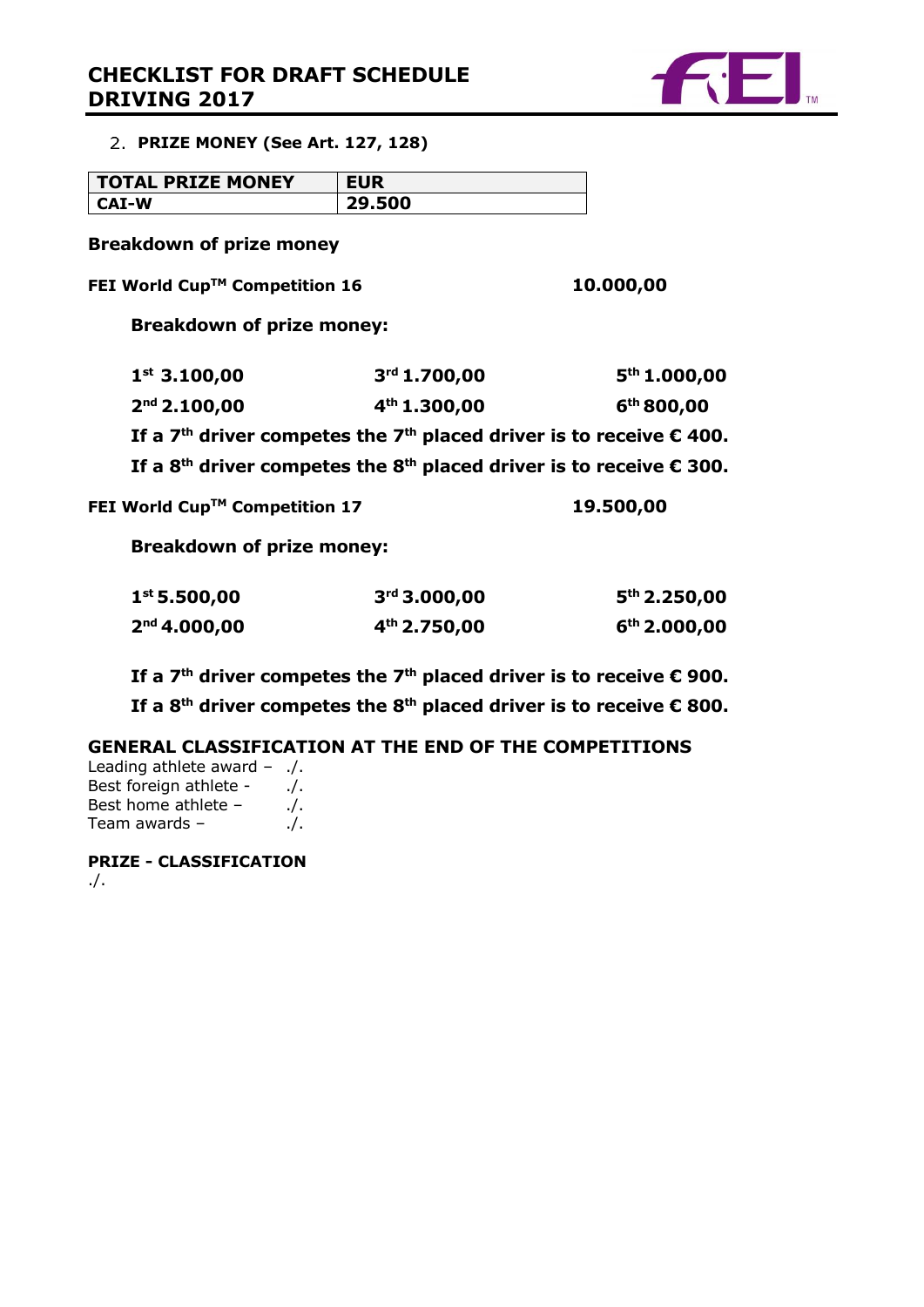2. **PRIZE MONEY (See Art. 127, 128)**

| TOTAL PRIZE MONEY | EUR |
|---|---|
| CAI-W | 29.500 |

**Breakdown of prize money**

**FEI World Cup™ Competition 16** **10.000,00**

**Breakdown of prize money:**

| | | |
|---|---|---|
| **1st 3.100,00** | **3rd 1.700,00** | **5th 1.000,00** |
| **2nd 2.100,00** | **4th 1.300,00** | **6th 800,00** |

**If a 7th driver competes the 7th placed driver is to receive € 400.**

**If a 8th driver competes the 8th placed driver is to receive € 300.**

**FEI World Cup™ Competition 17** **19.500,00**

**Breakdown of prize money:**

| | | |
|---|---|---|
| **1st 5.500,00** | **3rd 3.000,00** | **5th 2.250,00** |
| **2nd 4.000,00** | **4th 2.750,00** | **6th 2.000,00** |

**If a 7th driver competes the 7th placed driver is to receive € 900.**

**If a 8th driver competes the 8th placed driver is to receive € 800.**

**GENERAL CLASSIFICATION AT THE END OF THE COMPETITIONS**

Leading athlete award – ./.
Best foreign athlete - ./.
Best home athlete – ./.
Team awards – ./.

**PRIZE - CLASSIFICATION**

./.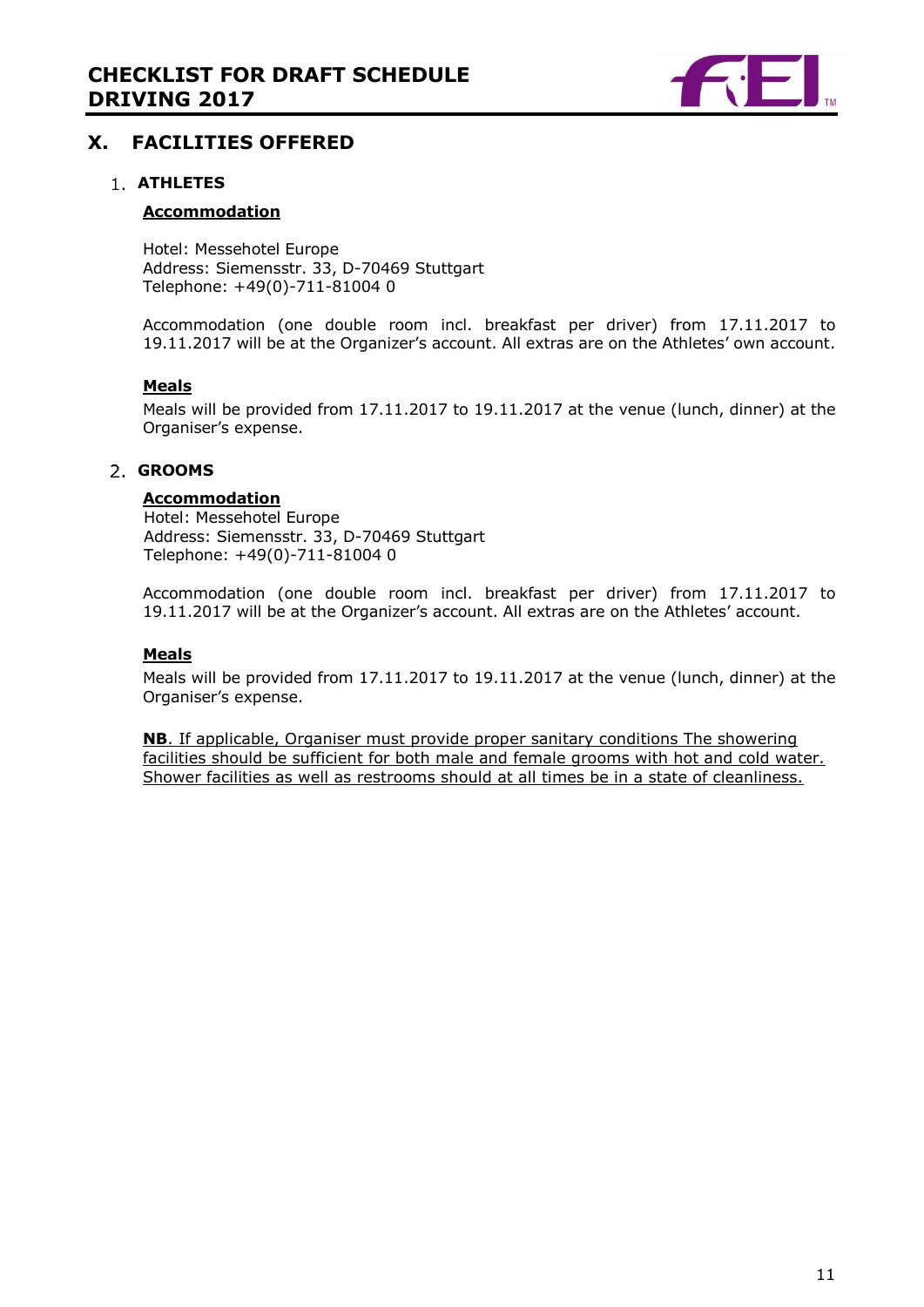## X. FACILITIES OFFERED

### 1. ATHLETES

**Accommodation**

Hotel: Messehotel Europe
Address: Siemensstr. 33, D-70469 Stuttgart
Telephone: +49(0)-711-81004 0

Accommodation (one double room incl. breakfast per driver) from 17.11.2017 to 19.11.2017 will be at the Organizer's account. All extras are on the Athletes' own account.

**Meals**

Meals will be provided from 17.11.2017 to 19.11.2017 at the venue (lunch, dinner) at the Organiser's expense.

### 2. GROOMS

**Accommodation**

Hotel: Messehotel Europe
Address: Siemensstr. 33, D-70469 Stuttgart
Telephone: +49(0)-711-81004 0

Accommodation (one double room incl. breakfast per driver) from 17.11.2017 to 19.11.2017 will be at the Organizer's account. All extras are on the Athletes' account.

**Meals**

Meals will be provided from 17.11.2017 to 19.11.2017 at the venue (lunch, dinner) at the Organiser's expense.

**NB**. If applicable, Organiser must provide proper sanitary conditions The showering facilities should be sufficient for both male and female grooms with hot and cold water. Shower facilities as well as restrooms should at all times be in a state of cleanliness.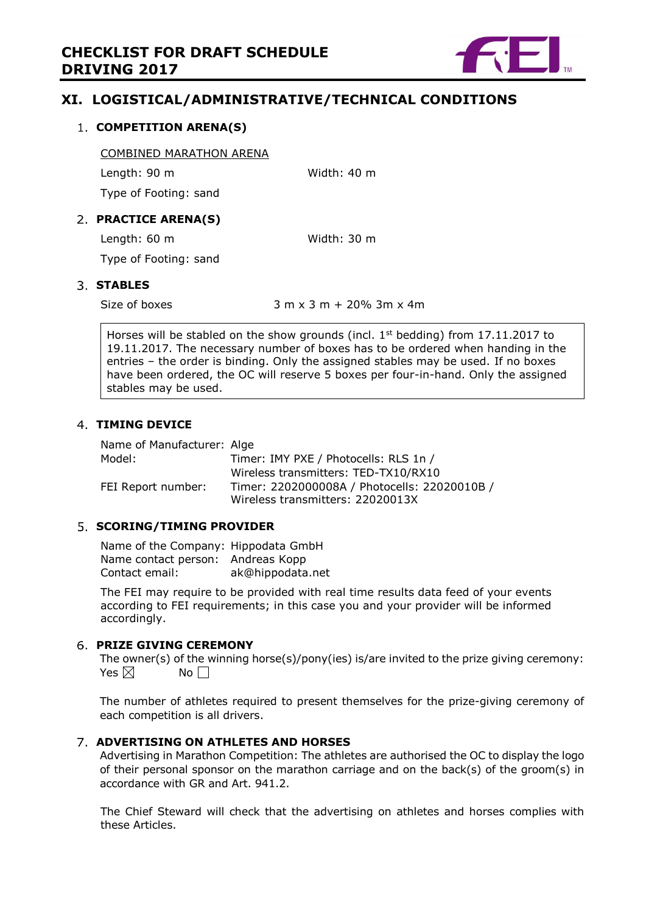# XI. LOGISTICAL/ADMINISTRATIVE/TECHNICAL CONDITIONS

## 1. COMPETITION ARENA(S)

COMBINED MARATHON ARENA

Length: 90 m    Width: 40 m

Type of Footing: sand

## 2. PRACTICE ARENA(S)

Length: 60 m    Width: 30 m

Type of Footing: sand

## 3. STABLES

Size of boxes    3 m x 3 m + 20% 3m x 4m

Horses will be stabled on the show grounds (incl. 1st bedding) from 17.11.2017 to 19.11.2017. The necessary number of boxes has to be ordered when handing in the entries – the order is binding. Only the assigned stables may be used. If no boxes have been ordered, the OC will reserve 5 boxes per four-in-hand. Only the assigned stables may be used.

## 4. TIMING DEVICE

| | |
|---|---|
| Name of Manufacturer: | Alge |
| Model: | Timer: IMY PXE / Photocells: RLS 1n / Wireless transmitters: TED-TX10/RX10 |
| FEI Report number: | Timer: 2202000008A / Photocells: 22020010B / Wireless transmitters: 22020013X |

## 5. SCORING/TIMING PROVIDER

| | |
|---|---|
| Name of the Company: | Hippodata GmbH |
| Name contact person: | Andreas Kopp |
| Contact email: | ak@hippodata.net |

The FEI may require to be provided with real time results data feed of your events according to FEI requirements; in this case you and your provider will be informed accordingly.

## 6. PRIZE GIVING CEREMONY

The owner(s) of the winning horse(s)/pony(ies) is/are invited to the prize giving ceremony:
Yes ☒    No ☐

The number of athletes required to present themselves for the prize-giving ceremony of each competition is all drivers.

## 7. ADVERTISING ON ATHLETES AND HORSES

Advertising in Marathon Competition: The athletes are authorised the OC to display the logo of their personal sponsor on the marathon carriage and on the back(s) of the groom(s) in accordance with GR and Art. 941.2.

The Chief Steward will check that the advertising on athletes and horses complies with these Articles.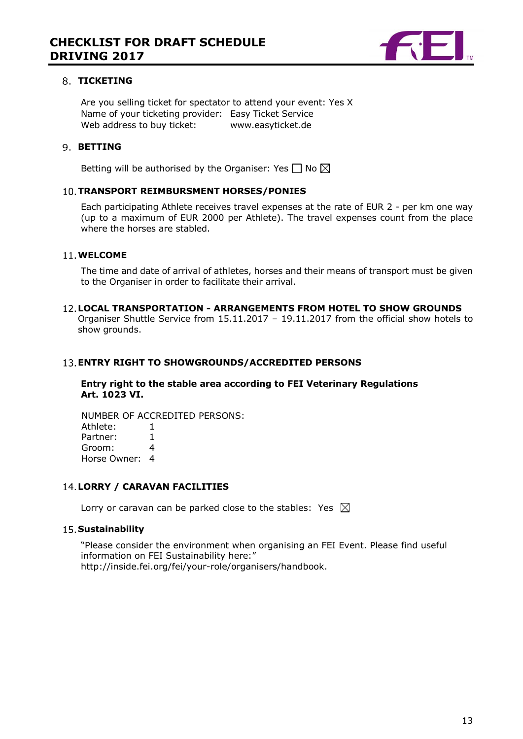## 8. TICKETING

Are you selling ticket for spectator to attend your event: Yes X
Name of your ticketing provider: Easy Ticket Service
Web address to buy ticket: www.easyticket.de

## 9. BETTING

Betting will be authorised by the Organiser: Yes ☐ No ☒

## 10. TRANSPORT REIMBURSMENT HORSES/PONIES

Each participating Athlete receives travel expenses at the rate of EUR 2 - per km one way (up to a maximum of EUR 2000 per Athlete). The travel expenses count from the place where the horses are stabled.

## 11. WELCOME

The time and date of arrival of athletes, horses and their means of transport must be given to the Organiser in order to facilitate their arrival.

## 12. LOCAL TRANSPORTATION - ARRANGEMENTS FROM HOTEL TO SHOW GROUNDS

Organiser Shuttle Service from 15.11.2017 – 19.11.2017 from the official show hotels to show grounds.

## 13. ENTRY RIGHT TO SHOWGROUNDS/ACCREDITED PERSONS

**Entry right to the stable area according to FEI Veterinary Regulations Art. 1023 VI.**

NUMBER OF ACCREDITED PERSONS:

| | |
|---|---|
| Athlete: | 1 |
| Partner: | 1 |
| Groom: | 4 |
| Horse Owner: | 4 |

## 14. LORRY / CARAVAN FACILITIES

Lorry or caravan can be parked close to the stables: Yes ☒

## 15. Sustainability

"Please consider the environment when organising an FEI Event. Please find useful information on FEI Sustainability here:"
http://inside.fei.org/fei/your-role/organisers/handbook.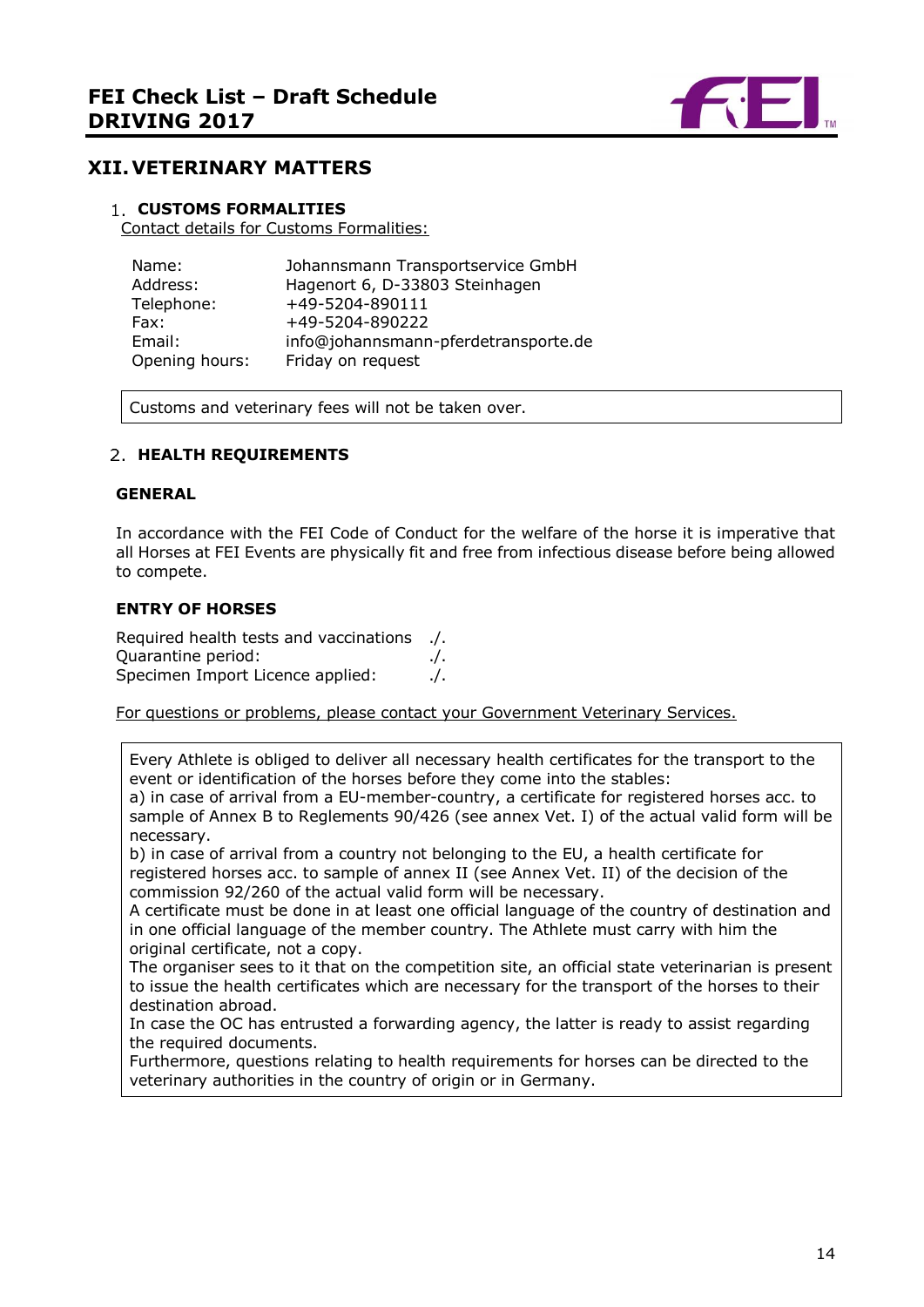## XII. VETERINARY MATTERS

### 1. CUSTOMS FORMALITIES

Contact details for Customs Formalities:

| | |
|---|---|
| Name: | Johannsmann Transportservice GmbH |
| Address: | Hagenort 6, D-33803 Steinhagen |
| Telephone: | +49-5204-890111 |
| Fax: | +49-5204-890222 |
| Email: | info@johannsmann-pferdetransporte.de |
| Opening hours: | Friday on request |

Customs and veterinary fees will not be taken over.

### 2. HEALTH REQUIREMENTS

**GENERAL**

In accordance with the FEI Code of Conduct for the welfare of the horse it is imperative that all Horses at FEI Events are physically fit and free from infectious disease before being allowed to compete.

**ENTRY OF HORSES**

Required health tests and vaccinations ./.
Quarantine period: ./.
Specimen Import Licence applied: ./.

For questions or problems, please contact your Government Veterinary Services.

Every Athlete is obliged to deliver all necessary health certificates for the transport to the event or identification of the horses before they come into the stables:
a) in case of arrival from a EU-member-country, a certificate for registered horses acc. to sample of Annex B to Reglements 90/426 (see annex Vet. I) of the actual valid form will be necessary.
b) in case of arrival from a country not belonging to the EU, a health certificate for registered horses acc. to sample of annex II (see Annex Vet. II) of the decision of the commission 92/260 of the actual valid form will be necessary.
A certificate must be done in at least one official language of the country of destination and in one official language of the member country. The Athlete must carry with him the original certificate, not a copy.
The organiser sees to it that on the competition site, an official state veterinarian is present to issue the health certificates which are necessary for the transport of the horses to their destination abroad.
In case the OC has entrusted a forwarding agency, the latter is ready to assist regarding the required documents.
Furthermore, questions relating to health requirements for horses can be directed to the veterinary authorities in the country of origin or in Germany.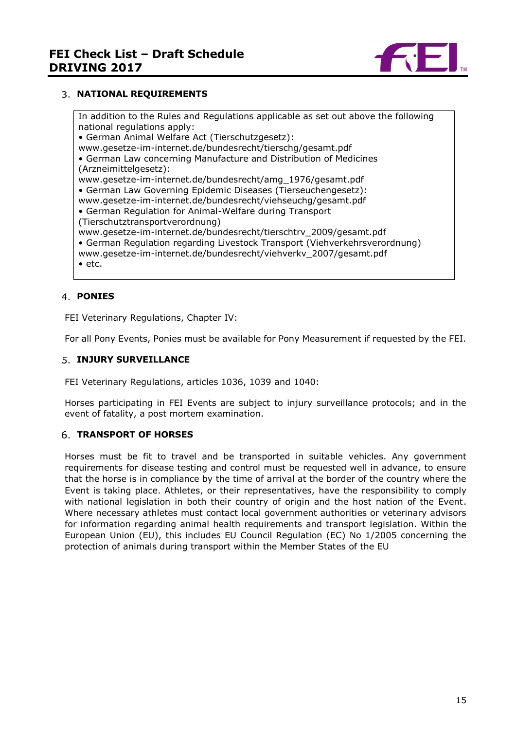## 3. NATIONAL REQUIREMENTS

In addition to the Rules and Regulations applicable as set out above the following national regulations apply:

- German Animal Welfare Act (Tierschutzgesetz): www.gesetze-im-internet.de/bundesrecht/tierschg/gesamt.pdf
- German Law concerning Manufacture and Distribution of Medicines (Arzneimittelgesetz): www.gesetze-im-internet.de/bundesrecht/amg_1976/gesamt.pdf
- German Law Governing Epidemic Diseases (Tierseuchengesetz): www.gesetze-im-internet.de/bundesrecht/viehseuchg/gesamt.pdf
- German Regulation for Animal-Welfare during Transport (Tierschutztransportverordnung) www.gesetze-im-internet.de/bundesrecht/tierschtrv_2009/gesamt.pdf
- German Regulation regarding Livestock Transport (Viehverkehrsverordnung) www.gesetze-im-internet.de/bundesrecht/viehverkv_2007/gesamt.pdf
- etc.

## 4. PONIES

FEI Veterinary Regulations, Chapter IV:

For all Pony Events, Ponies must be available for Pony Measurement if requested by the FEI.

## 5. INJURY SURVEILLANCE

FEI Veterinary Regulations, articles 1036, 1039 and 1040:

Horses participating in FEI Events are subject to injury surveillance protocols; and in the event of fatality, a post mortem examination.

## 6. TRANSPORT OF HORSES

Horses must be fit to travel and be transported in suitable vehicles. Any government requirements for disease testing and control must be requested well in advance, to ensure that the horse is in compliance by the time of arrival at the border of the country where the Event is taking place. Athletes, or their representatives, have the responsibility to comply with national legislation in both their country of origin and the host nation of the Event. Where necessary athletes must contact local government authorities or veterinary advisors for information regarding animal health requirements and transport legislation. Within the European Union (EU), this includes EU Council Regulation (EC) No 1/2005 concerning the protection of animals during transport within the Member States of the EU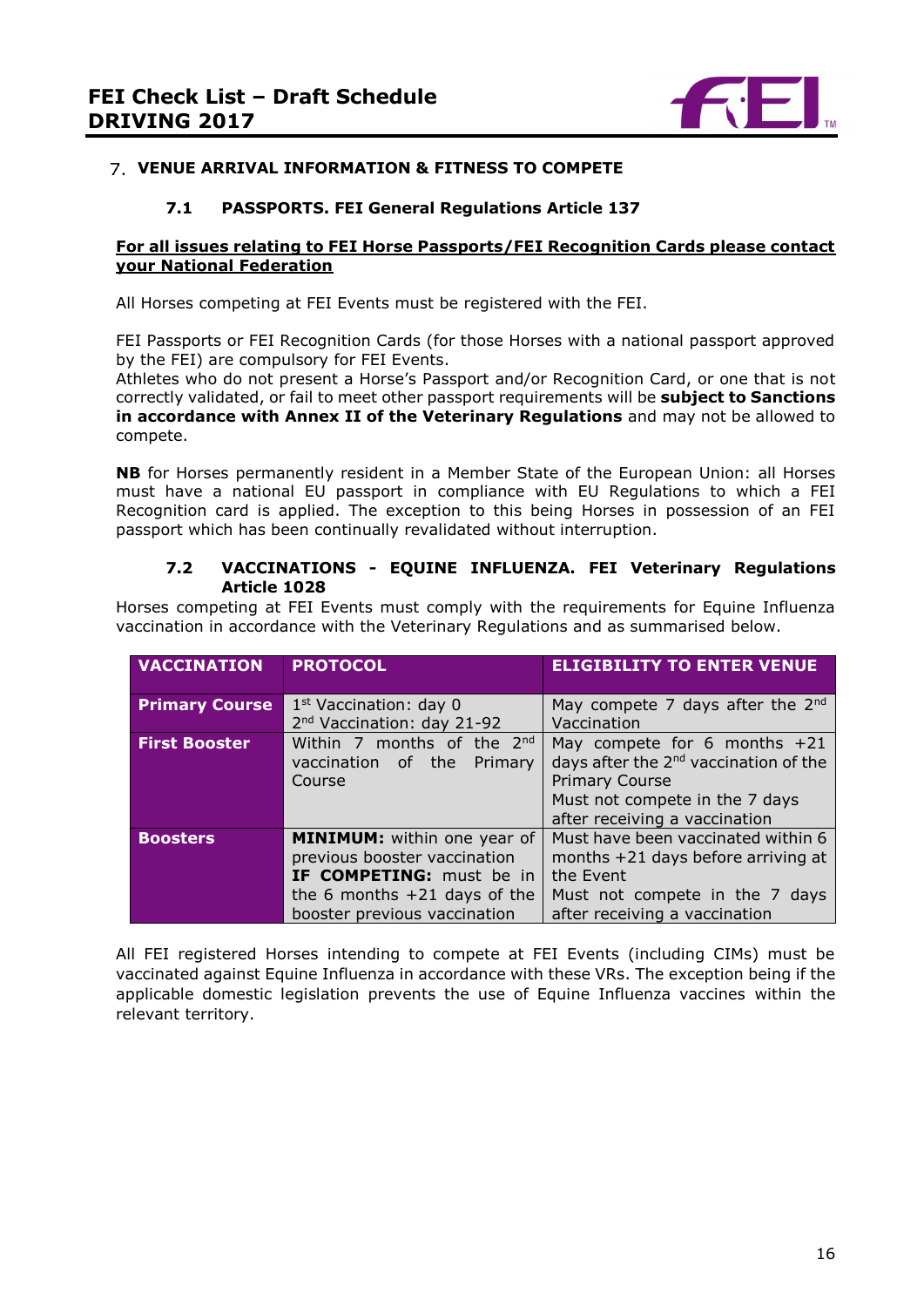## 7. VENUE ARRIVAL INFORMATION & FITNESS TO COMPETE

### 7.1 PASSPORTS. FEI General Regulations Article 137

**For all issues relating to FEI Horse Passports/FEI Recognition Cards please contact your National Federation**

All Horses competing at FEI Events must be registered with the FEI.

FEI Passports or FEI Recognition Cards (for those Horses with a national passport approved by the FEI) are compulsory for FEI Events.
Athletes who do not present a Horse's Passport and/or Recognition Card, or one that is not correctly validated, or fail to meet other passport requirements will be **subject to Sanctions in accordance with Annex II of the Veterinary Regulations** and may not be allowed to compete.

**NB** for Horses permanently resident in a Member State of the European Union: all Horses must have a national EU passport in compliance with EU Regulations to which a FEI Recognition card is applied. The exception to this being Horses in possession of an FEI passport which has been continually revalidated without interruption.

### 7.2 VACCINATIONS - EQUINE INFLUENZA. FEI Veterinary Regulations Article 1028

Horses competing at FEI Events must comply with the requirements for Equine Influenza vaccination in accordance with the Veterinary Regulations and as summarised below.

| VACCINATION | PROTOCOL | ELIGIBILITY TO ENTER VENUE |
|---|---|---|
| **Primary Course** | 1st Vaccination: day 0<br>2nd Vaccination: day 21-92 | May compete 7 days after the 2nd Vaccination |
| **First Booster** | Within 7 months of the 2nd vaccination of the Primary Course | May compete for 6 months +21 days after the 2nd vaccination of the Primary Course<br>Must not compete in the 7 days after receiving a vaccination |
| **Boosters** | **MINIMUM:** within one year of previous booster vaccination<br>**IF COMPETING:** must be in the 6 months +21 days of the booster previous vaccination | Must have been vaccinated within 6 months +21 days before arriving at the Event<br>Must not compete in the 7 days after receiving a vaccination |

All FEI registered Horses intending to compete at FEI Events (including CIMs) must be vaccinated against Equine Influenza in accordance with these VRs. The exception being if the applicable domestic legislation prevents the use of Equine Influenza vaccines within the relevant territory.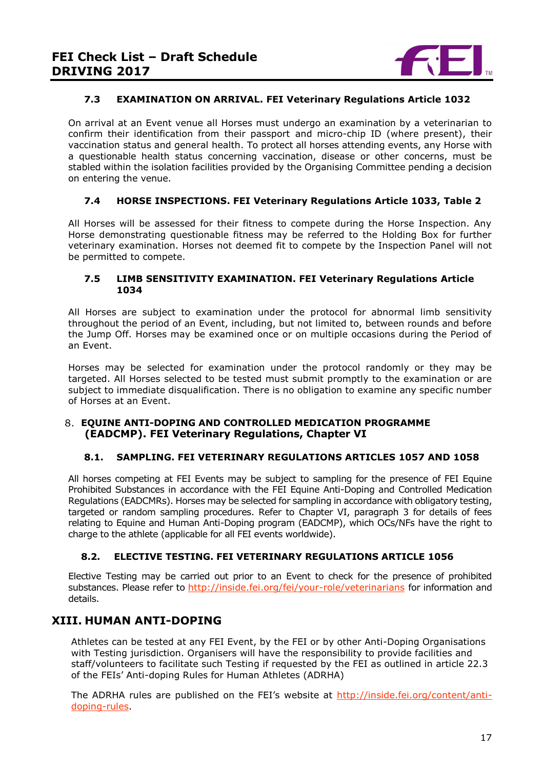### 7.3 EXAMINATION ON ARRIVAL. FEI Veterinary Regulations Article 1032

On arrival at an Event venue all Horses must undergo an examination by a veterinarian to confirm their identification from their passport and micro-chip ID (where present), their vaccination status and general health. To protect all horses attending events, any Horse with a questionable health status concerning vaccination, disease or other concerns, must be stabled within the isolation facilities provided by the Organising Committee pending a decision on entering the venue.

### 7.4 HORSE INSPECTIONS. FEI Veterinary Regulations Article 1033, Table 2

All Horses will be assessed for their fitness to compete during the Horse Inspection. Any Horse demonstrating questionable fitness may be referred to the Holding Box for further veterinary examination. Horses not deemed fit to compete by the Inspection Panel will not be permitted to compete.

### 7.5 LIMB SENSITIVITY EXAMINATION. FEI Veterinary Regulations Article 1034

All Horses are subject to examination under the protocol for abnormal limb sensitivity throughout the period of an Event, including, but not limited to, between rounds and before the Jump Off. Horses may be examined once or on multiple occasions during the Period of an Event.

Horses may be selected for examination under the protocol randomly or they may be targeted. All Horses selected to be tested must submit promptly to the examination or are subject to immediate disqualification. There is no obligation to examine any specific number of Horses at an Event.

## 8. EQUINE ANTI-DOPING AND CONTROLLED MEDICATION PROGRAMME (EADCMP). FEI Veterinary Regulations, Chapter VI

### 8.1. SAMPLING. FEI VETERINARY REGULATIONS ARTICLES 1057 AND 1058

All horses competing at FEI Events may be subject to sampling for the presence of FEI Equine Prohibited Substances in accordance with the FEI Equine Anti-Doping and Controlled Medication Regulations (EADCMRs). Horses may be selected for sampling in accordance with obligatory testing, targeted or random sampling procedures. Refer to Chapter VI, paragraph 3 for details of fees relating to Equine and Human Anti-Doping program (EADCMP), which OCs/NFs have the right to charge to the athlete (applicable for all FEI events worldwide).

### 8.2. ELECTIVE TESTING. FEI VETERINARY REGULATIONS ARTICLE 1056

Elective Testing may be carried out prior to an Event to check for the presence of prohibited substances. Please refer to http://inside.fei.org/fei/your-role/veterinarians for information and details.

# XIII. HUMAN ANTI-DOPING

Athletes can be tested at any FEI Event, by the FEI or by other Anti-Doping Organisations with Testing jurisdiction. Organisers will have the responsibility to provide facilities and staff/volunteers to facilitate such Testing if requested by the FEI as outlined in article 22.3 of the FEIs' Anti-doping Rules for Human Athletes (ADRHA)

The ADRHA rules are published on the FEI's website at http://inside.fei.org/content/anti-doping-rules.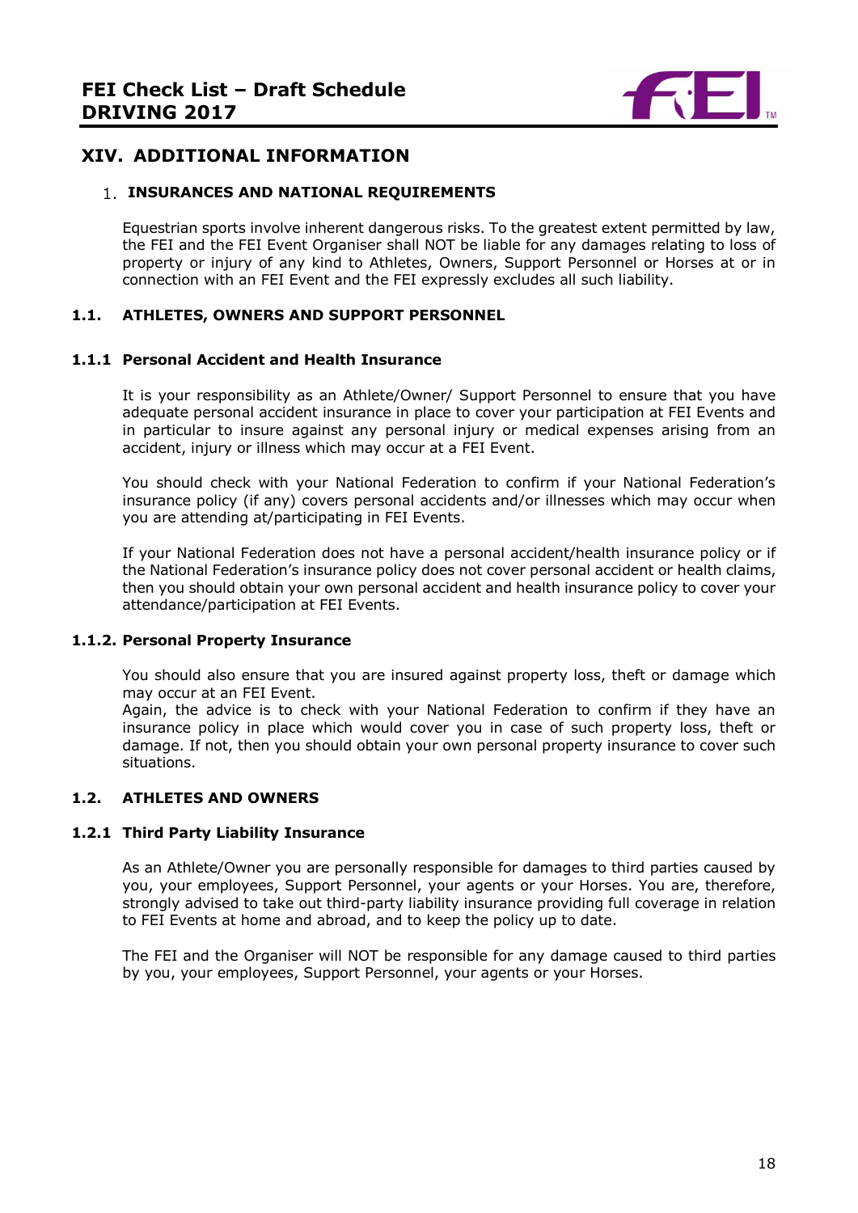## XIV. ADDITIONAL INFORMATION

### 1. INSURANCES AND NATIONAL REQUIREMENTS

Equestrian sports involve inherent dangerous risks. To the greatest extent permitted by law, the FEI and the FEI Event Organiser shall NOT be liable for any damages relating to loss of property or injury of any kind to Athletes, Owners, Support Personnel or Horses at or in connection with an FEI Event and the FEI expressly excludes all such liability.

### 1.1. ATHLETES, OWNERS AND SUPPORT PERSONNEL

#### 1.1.1 Personal Accident and Health Insurance

It is your responsibility as an Athlete/Owner/ Support Personnel to ensure that you have adequate personal accident insurance in place to cover your participation at FEI Events and in particular to insure against any personal injury or medical expenses arising from an accident, injury or illness which may occur at a FEI Event.

You should check with your National Federation to confirm if your National Federation's insurance policy (if any) covers personal accidents and/or illnesses which may occur when you are attending at/participating in FEI Events.

If your National Federation does not have a personal accident/health insurance policy or if the National Federation's insurance policy does not cover personal accident or health claims, then you should obtain your own personal accident and health insurance policy to cover your attendance/participation at FEI Events.

#### 1.1.2. Personal Property Insurance

You should also ensure that you are insured against property loss, theft or damage which may occur at an FEI Event.
Again, the advice is to check with your National Federation to confirm if they have an insurance policy in place which would cover you in case of such property loss, theft or damage. If not, then you should obtain your own personal property insurance to cover such situations.

### 1.2. ATHLETES AND OWNERS

#### 1.2.1 Third Party Liability Insurance

As an Athlete/Owner you are personally responsible for damages to third parties caused by you, your employees, Support Personnel, your agents or your Horses. You are, therefore, strongly advised to take out third-party liability insurance providing full coverage in relation to FEI Events at home and abroad, and to keep the policy up to date.

The FEI and the Organiser will NOT be responsible for any damage caused to third parties by you, your employees, Support Personnel, your agents or your Horses.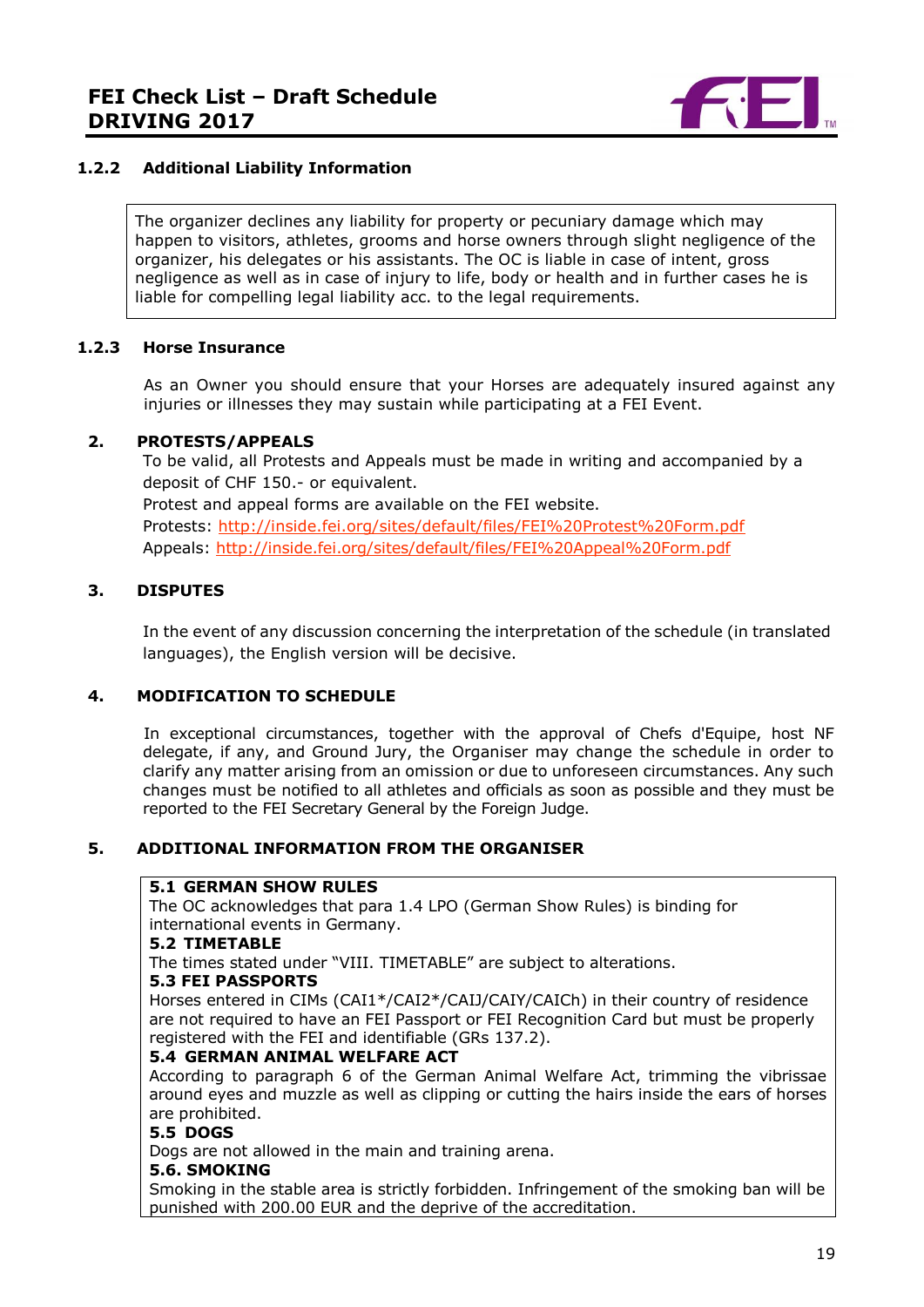#### 1.2.2 Additional Liability Information

The organizer declines any liability for property or pecuniary damage which may happen to visitors, athletes, grooms and horse owners through slight negligence of the organizer, his delegates or his assistants. The OC is liable in case of intent, gross negligence as well as in case of injury to life, body or health and in further cases he is liable for compelling legal liability acc. to the legal requirements.

#### 1.2.3 Horse Insurance

As an Owner you should ensure that your Horses are adequately insured against any injuries or illnesses they may sustain while participating at a FEI Event.

## 2. PROTESTS/APPEALS

To be valid, all Protests and Appeals must be made in writing and accompanied by a deposit of CHF 150.- or equivalent.

Protest and appeal forms are available on the FEI website.

Protests: http://inside.fei.org/sites/default/files/FEI%20Protest%20Form.pdf

Appeals: http://inside.fei.org/sites/default/files/FEI%20Appeal%20Form.pdf

## 3. DISPUTES

In the event of any discussion concerning the interpretation of the schedule (in translated languages), the English version will be decisive.

## 4. MODIFICATION TO SCHEDULE

In exceptional circumstances, together with the approval of Chefs d'Equipe, host NF delegate, if any, and Ground Jury, the Organiser may change the schedule in order to clarify any matter arising from an omission or due to unforeseen circumstances. Any such changes must be notified to all athletes and officials as soon as possible and they must be reported to the FEI Secretary General by the Foreign Judge.

## 5. ADDITIONAL INFORMATION FROM THE ORGANISER

**5.1 GERMAN SHOW RULES**

The OC acknowledges that para 1.4 LPO (German Show Rules) is binding for international events in Germany.

**5.2 TIMETABLE**

The times stated under "VIII. TIMETABLE" are subject to alterations.

**5.3 FEI PASSPORTS**

Horses entered in CIMs (CAI1*/CAI2*/CAIJ/CAIY/CAICh) in their country of residence are not required to have an FEI Passport or FEI Recognition Card but must be properly registered with the FEI and identifiable (GRs 137.2).

**5.4 GERMAN ANIMAL WELFARE ACT**

According to paragraph 6 of the German Animal Welfare Act, trimming the vibrissae around eyes and muzzle as well as clipping or cutting the hairs inside the ears of horses are prohibited.

**5.5 DOGS**

Dogs are not allowed in the main and training arena.

**5.6. SMOKING**

Smoking in the stable area is strictly forbidden. Infringement of the smoking ban will be punished with 200.00 EUR and the deprive of the accreditation.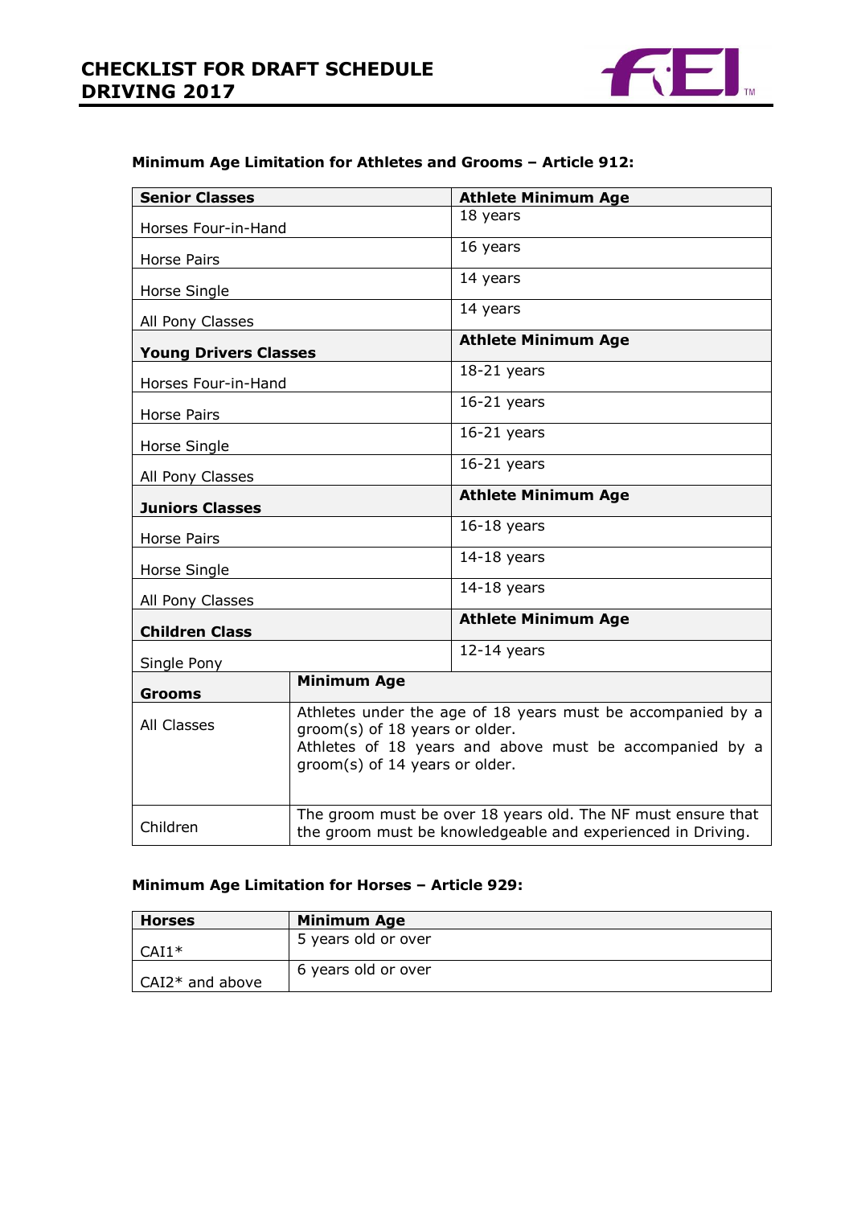**Minimum Age Limitation for Athletes and Grooms – Article 912:**

| Senior Classes | Athlete Minimum Age |
|---|---|
| Horses Four-in-Hand | 18 years |
| Horse Pairs | 16 years |
| Horse Single | 14 years |
| All Pony Classes | 14 years |
| **Young Drivers Classes** | **Athlete Minimum Age** |
| Horses Four-in-Hand | 18-21 years |
| Horse Pairs | 16-21 years |
| Horse Single | 16-21 years |
| All Pony Classes | 16-21 years |
| **Juniors Classes** | **Athlete Minimum Age** |
| Horse Pairs | 16-18 years |
| Horse Single | 14-18 years |
| All Pony Classes | 14-18 years |
| **Children Class** | **Athlete Minimum Age** |
| Single Pony | 12-14 years |

| Grooms | Minimum Age |
|---|---|
| All Classes | Athletes under the age of 18 years must be accompanied by a groom(s) of 18 years or older. Athletes of 18 years and above must be accompanied by a groom(s) of 14 years or older. |
| Children | The groom must be over 18 years old. The NF must ensure that the groom must be knowledgeable and experienced in Driving. |

**Minimum Age Limitation for Horses – Article 929:**

| Horses | Minimum Age |
|---|---|
| CAI1* | 5 years old or over |
| CAI2* and above | 6 years old or over |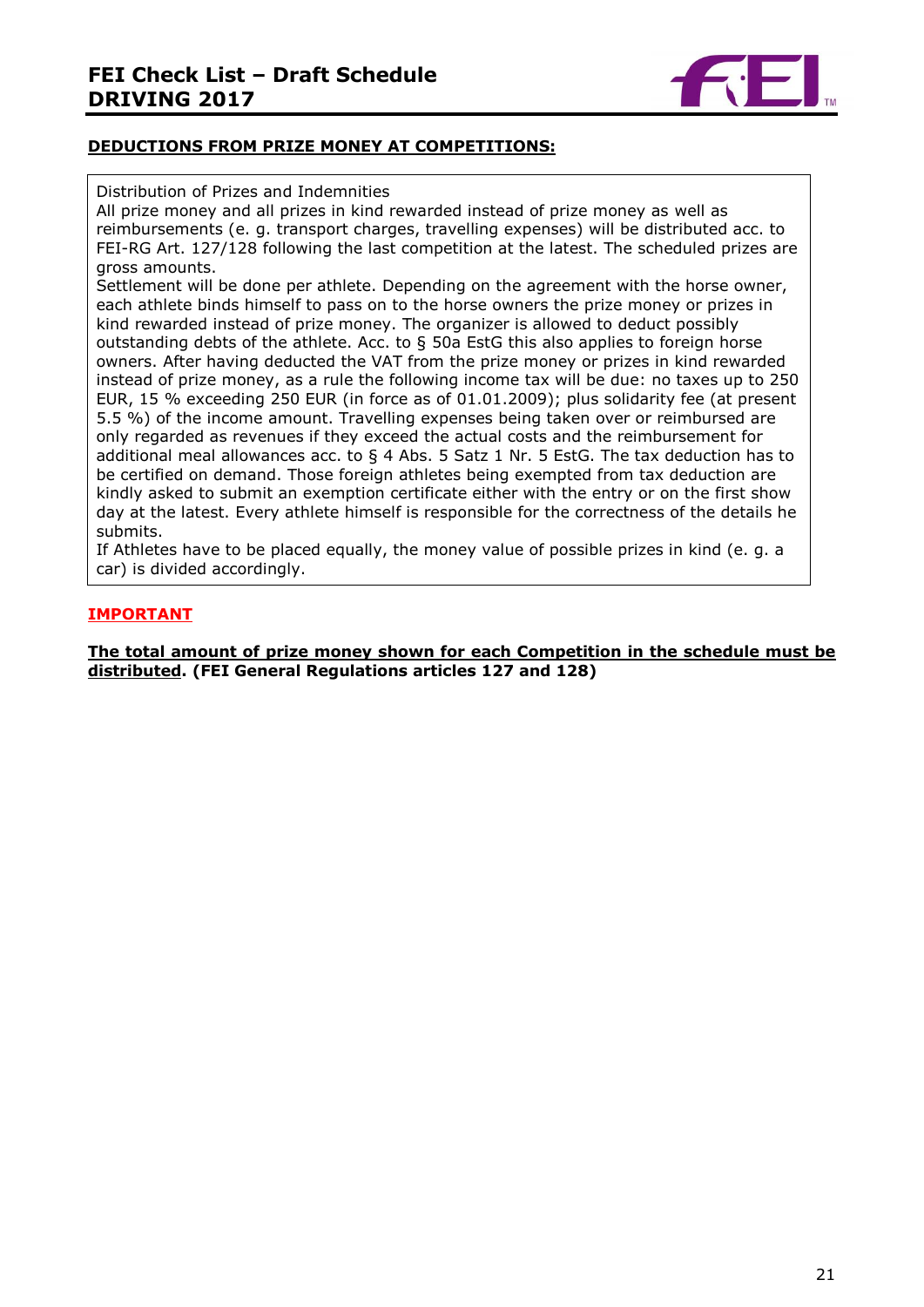**DEDUCTIONS FROM PRIZE MONEY AT COMPETITIONS:**

Distribution of Prizes and Indemnities
All prize money and all prizes in kind rewarded instead of prize money as well as reimbursements (e. g. transport charges, travelling expenses) will be distributed acc. to FEI-RG Art. 127/128 following the last competition at the latest. The scheduled prizes are gross amounts.
Settlement will be done per athlete. Depending on the agreement with the horse owner, each athlete binds himself to pass on to the horse owners the prize money or prizes in kind rewarded instead of prize money. The organizer is allowed to deduct possibly outstanding debts of the athlete. Acc. to § 50a EstG this also applies to foreign horse owners. After having deducted the VAT from the prize money or prizes in kind rewarded instead of prize money, as a rule the following income tax will be due: no taxes up to 250 EUR, 15 % exceeding 250 EUR (in force as of 01.01.2009); plus solidarity fee (at present 5.5 %) of the income amount. Travelling expenses being taken over or reimbursed are only regarded as revenues if they exceed the actual costs and the reimbursement for additional meal allowances acc. to § 4 Abs. 5 Satz 1 Nr. 5 EstG. The tax deduction has to be certified on demand. Those foreign athletes being exempted from tax deduction are kindly asked to submit an exemption certificate either with the entry or on the first show day at the latest. Every athlete himself is responsible for the correctness of the details he submits.
If Athletes have to be placed equally, the money value of possible prizes in kind (e. g. a car) is divided accordingly.

**IMPORTANT**

**The total amount of prize money shown for each Competition in the schedule must be distributed. (FEI General Regulations articles 127 and 128)**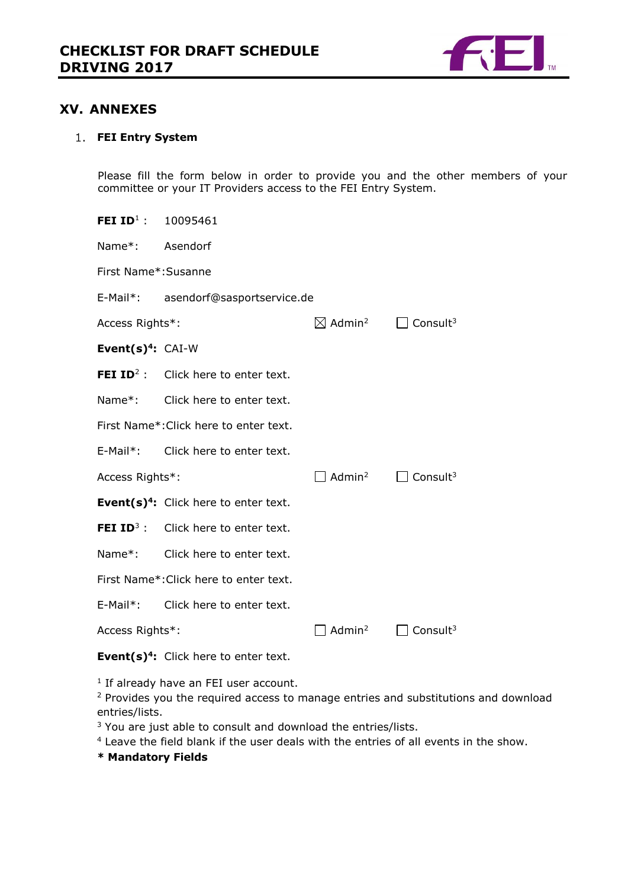## XV. ANNEXES

### 1. FEI Entry System

Please fill the form below in order to provide you and the other members of your committee or your IT Providers access to the FEI Entry System.

**FEI ID**[1] : 10095461

Name*: Asendorf

First Name*: Susanne

E-Mail*: asendorf@sasportservice.de

Access Rights*: ☒ Admin[2] ☐ Consult[3]

**Event(s)**[4]**:** CAI-W

**FEI ID**[2] : Click here to enter text.

Name*: Click here to enter text.

First Name*: Click here to enter text.

E-Mail*: Click here to enter text.

Access Rights*: ☐ Admin[2] ☐ Consult[3]

**Event(s)**[4]**:** Click here to enter text.

**FEI ID**[3] : Click here to enter text.

Name*: Click here to enter text.

First Name*: Click here to enter text.

E-Mail*: Click here to enter text.

Access Rights*: ☐ Admin[2] ☐ Consult[3]

**Event(s)**[4]**:** Click here to enter text.

[1] If already have an FEI user account.
[2] Provides you the required access to manage entries and substitutions and download entries/lists.
[3] You are just able to consult and download the entries/lists.
[4] Leave the field blank if the user deals with the entries of all events in the show.
**\* Mandatory Fields**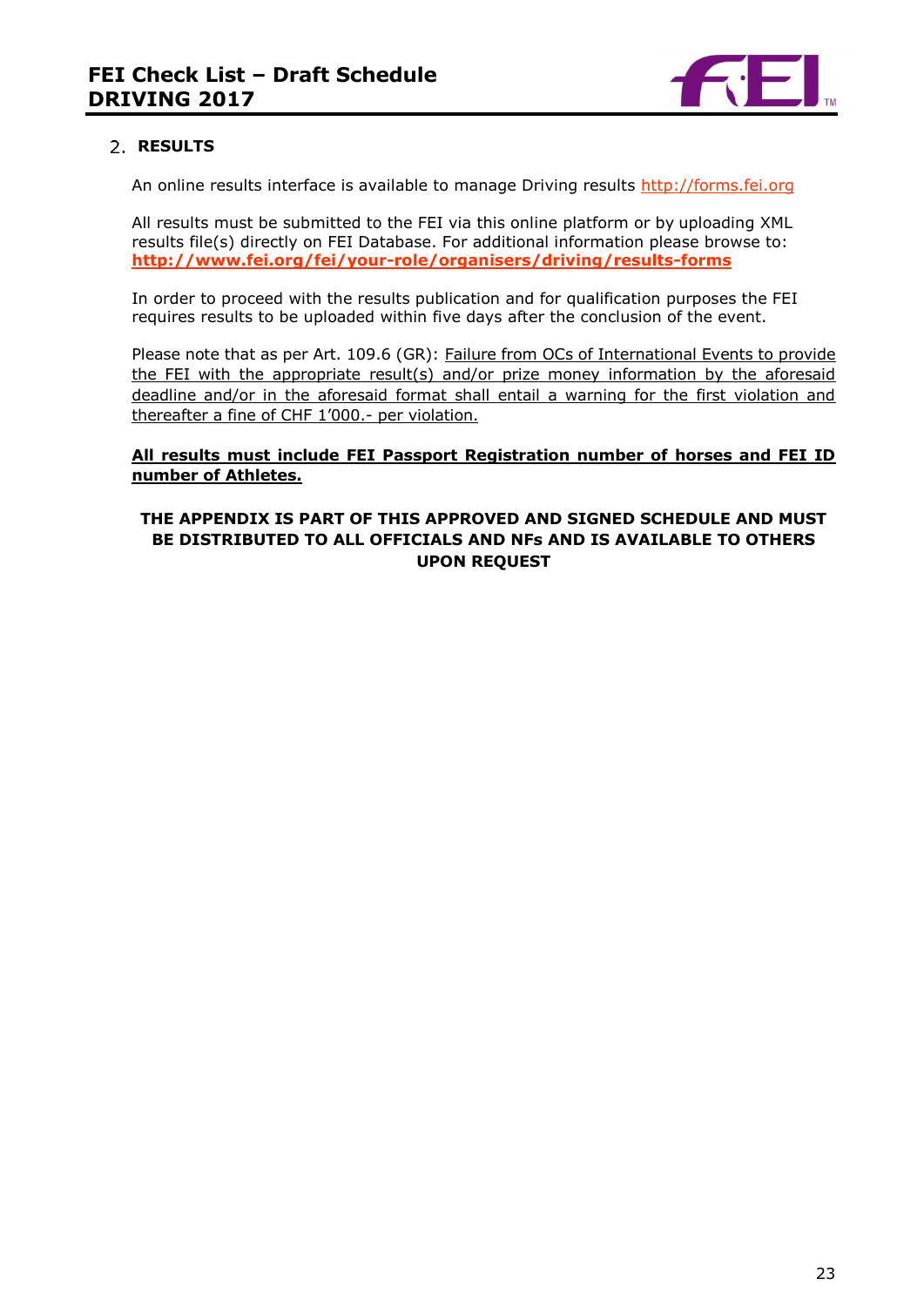## 2. RESULTS

An online results interface is available to manage Driving results http://forms.fei.org

All results must be submitted to the FEI via this online platform or by uploading XML results file(s) directly on FEI Database. For additional information please browse to: **http://www.fei.org/fei/your-role/organisers/driving/results-forms**

In order to proceed with the results publication and for qualification purposes the FEI requires results to be uploaded within five days after the conclusion of the event.

Please note that as per Art. 109.6 (GR): Failure from OCs of International Events to provide the FEI with the appropriate result(s) and/or prize money information by the aforesaid deadline and/or in the aforesaid format shall entail a warning for the first violation and thereafter a fine of CHF 1'000.- per violation.

**All results must include FEI Passport Registration number of horses and FEI ID number of Athletes.**

**THE APPENDIX IS PART OF THIS APPROVED AND SIGNED SCHEDULE AND MUST BE DISTRIBUTED TO ALL OFFICIALS AND NFs AND IS AVAILABLE TO OTHERS UPON REQUEST**